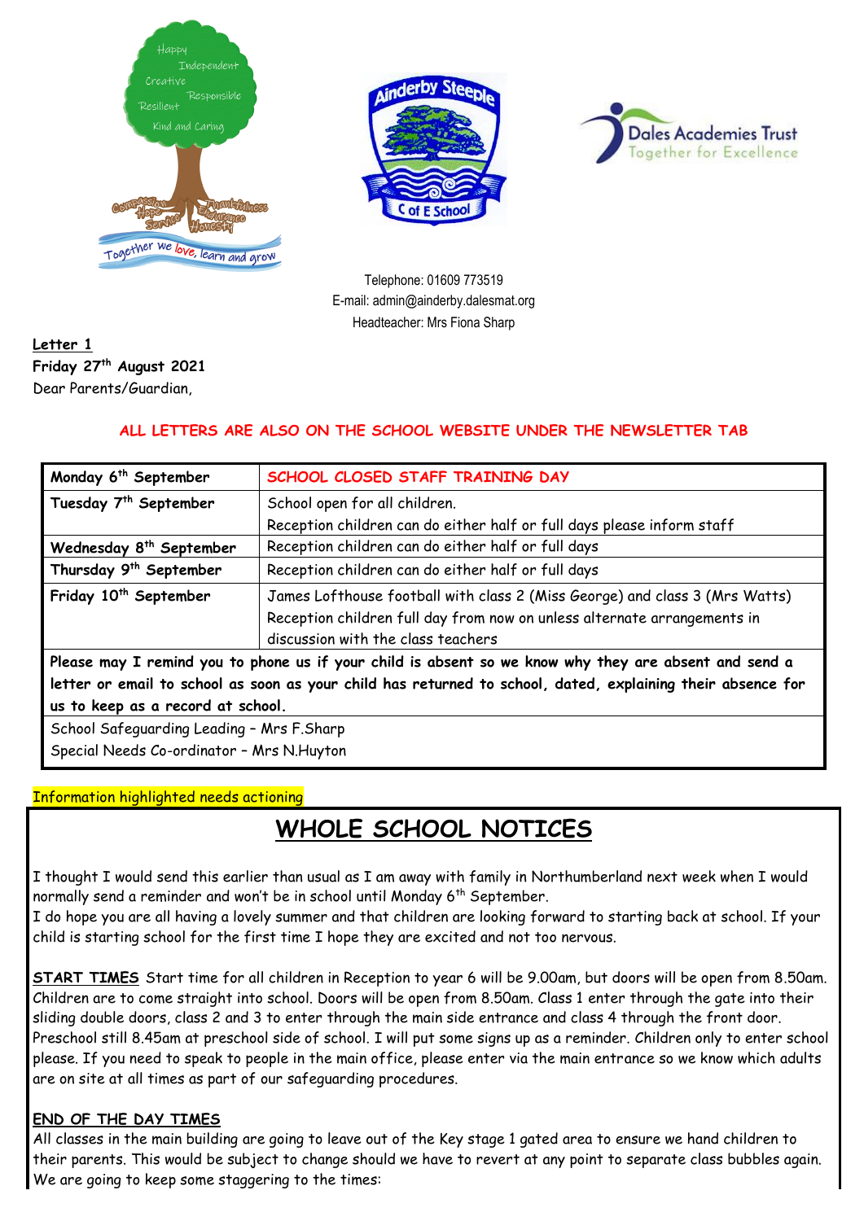Telephone: 01609 773519
E-mail: admin@ainderby.dalesmat.org
Headteacher: Mrs Fiona Sharp

**Letter 1**
**Friday 27th August 2021**
Dear Parents/Guardian,

**ALL LETTERS ARE ALSO ON THE SCHOOL WEBSITE UNDER THE NEWSLETTER TAB**

| Monday 6th September | SCHOOL CLOSED STAFF TRAINING DAY |
|---|---|
| Tuesday 7th September | School open for all children. Reception children can do either half or full days please inform staff |
| Wednesday 8th September | Reception children can do either half or full days |
| Thursday 9th September | Reception children can do either half or full days |
| Friday 10th September | James Lofthouse football with class 2 (Miss George) and class 3 (Mrs Watts) Reception children full day from now on unless alternate arrangements in discussion with the class teachers |

**Please may I remind you to phone us if your child is absent so we know why they are absent and send a letter or email to school as soon as your child has returned to school, dated, explaining their absence for us to keep as a record at school.**

School Safeguarding Leading – Mrs F.Sharp
Special Needs Co-ordinator – Mrs N.Huyton

Information highlighted needs actioning

# WHOLE SCHOOL NOTICES

I thought I would send this earlier than usual as I am away with family in Northumberland next week when I would normally send a reminder and won't be in school until Monday 6th September.
I do hope you are all having a lovely summer and that children are looking forward to starting back at school. If your child is starting school for the first time I hope they are excited and not too nervous.

**START TIMES** Start time for all children in Reception to year 6 will be 9.00am, but doors will be open from 8.50am. Children are to come straight into school. Doors will be open from 8.50am. Class 1 enter through the gate into their sliding double doors, class 2 and 3 to enter through the main side entrance and class 4 through the front door. Preschool still 8.45am at preschool side of school. I will put some signs up as a reminder. Children only to enter school please. If you need to speak to people in the main office, please enter via the main entrance so we know which adults are on site at all times as part of our safeguarding procedures.

**END OF THE DAY TIMES**
All classes in the main building are going to leave out of the Key stage 1 gated area to ensure we hand children to their parents. This would be subject to change should we have to revert at any point to separate class bubbles again. We are going to keep some staggering to the times: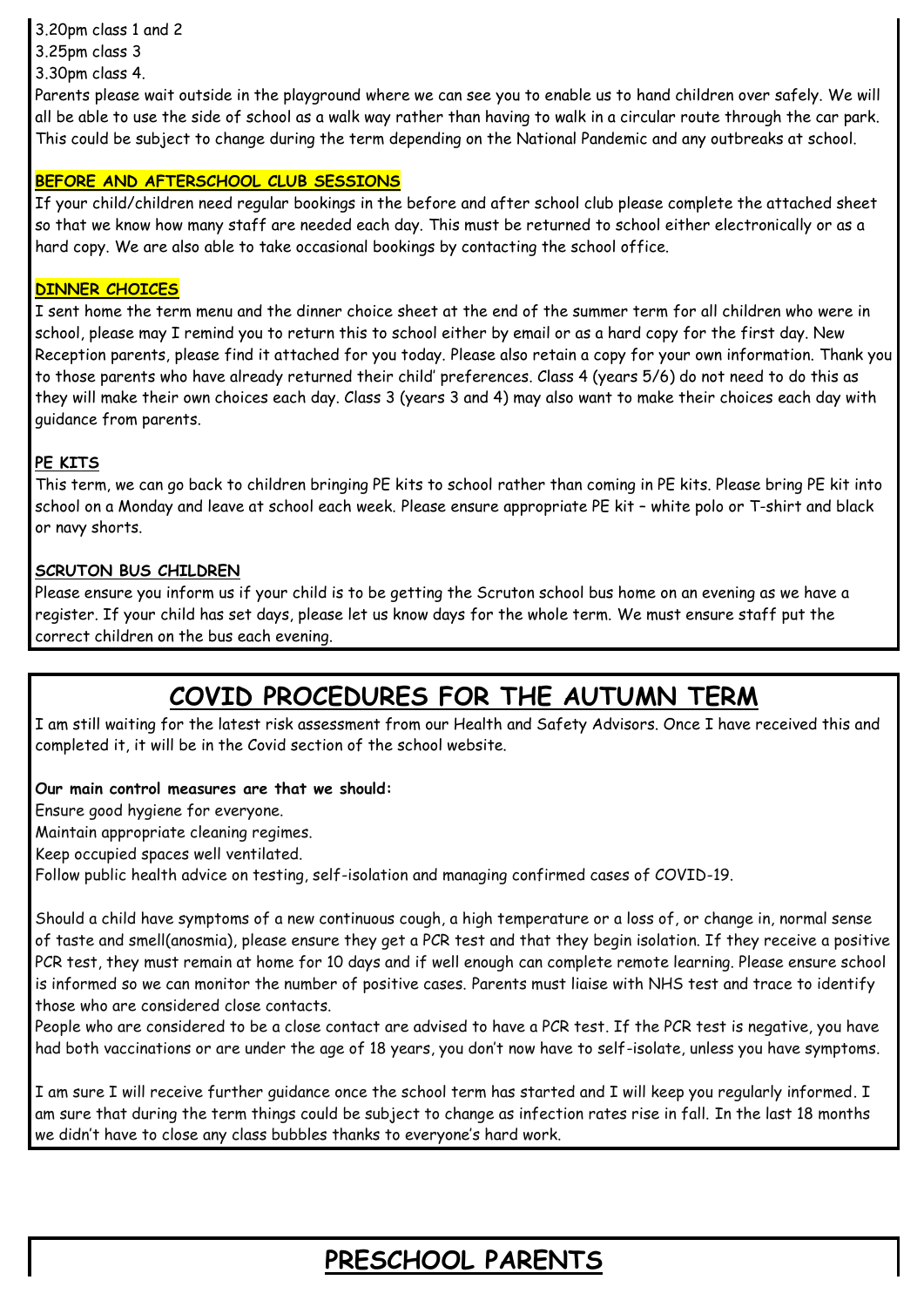3.20pm class 1 and 2
3.25pm class 3
3.30pm class 4.

Parents please wait outside in the playground where we can see you to enable us to hand children over safely. We will all be able to use the side of school as a walk way rather than having to walk in a circular route through the car park. This could be subject to change during the term depending on the National Pandemic and any outbreaks at school.

### BEFORE AND AFTERSCHOOL CLUB SESSIONS

If your child/children need regular bookings in the before and after school club please complete the attached sheet so that we know how many staff are needed each day. This must be returned to school either electronically or as a hard copy. We are also able to take occasional bookings by contacting the school office.

### DINNER CHOICES

I sent home the term menu and the dinner choice sheet at the end of the summer term for all children who were in school, please may I remind you to return this to school either by email or as a hard copy for the first day. New Reception parents, please find it attached for you today. Please also retain a copy for your own information. Thank you to those parents who have already returned their child' preferences. Class 4 (years 5/6) do not need to do this as they will make their own choices each day. Class 3 (years 3 and 4) may also want to make their choices each day with guidance from parents.

### PE KITS

This term, we can go back to children bringing PE kits to school rather than coming in PE kits. Please bring PE kit into school on a Monday and leave at school each week. Please ensure appropriate PE kit – white polo or T-shirt and black or navy shorts.

### SCRUTON BUS CHILDREN

Please ensure you inform us if your child is to be getting the Scruton school bus home on an evening as we have a register. If your child has set days, please let us know days for the whole term. We must ensure staff put the correct children on the bus each evening.

## COVID PROCEDURES FOR THE AUTUMN TERM

I am still waiting for the latest risk assessment from our Health and Safety Advisors. Once I have received this and completed it, it will be in the Covid section of the school website.

**Our main control measures are that we should:**

Ensure good hygiene for everyone.
Maintain appropriate cleaning regimes.
Keep occupied spaces well ventilated.
Follow public health advice on testing, self-isolation and managing confirmed cases of COVID-19.

Should a child have symptoms of a new continuous cough, a high temperature or a loss of, or change in, normal sense of taste and smell(anosmia), please ensure they get a PCR test and that they begin isolation. If they receive a positive PCR test, they must remain at home for 10 days and if well enough can complete remote learning. Please ensure school is informed so we can monitor the number of positive cases. Parents must liaise with NHS test and trace to identify those who are considered close contacts.

People who are considered to be a close contact are advised to have a PCR test. If the PCR test is negative, you have had both vaccinations or are under the age of 18 years, you don't now have to self-isolate, unless you have symptoms.

I am sure I will receive further guidance once the school term has started and I will keep you regularly informed. I am sure that during the term things could be subject to change as infection rates rise in fall. In the last 18 months we didn't have to close any class bubbles thanks to everyone's hard work.

## PRESCHOOL PARENTS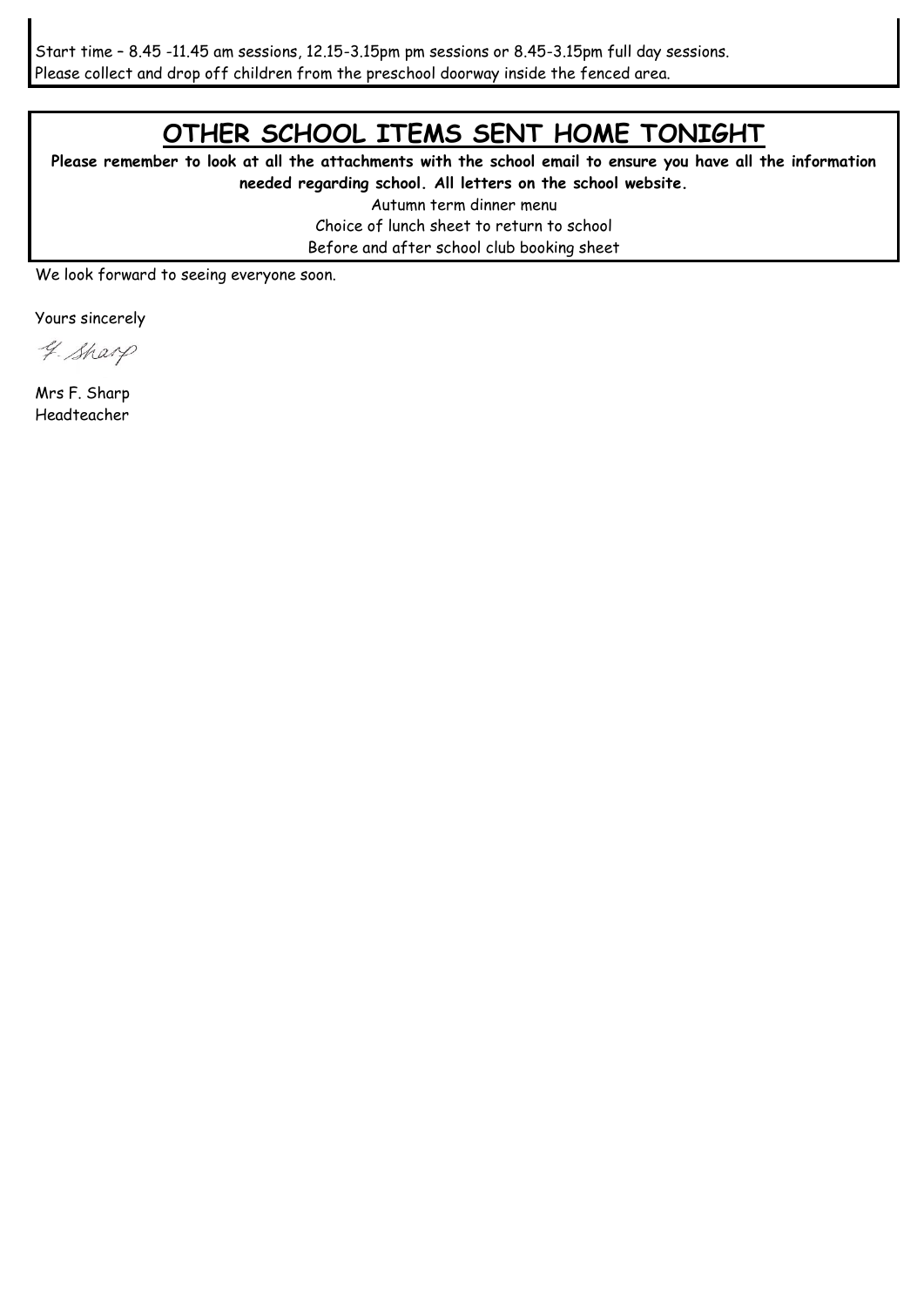Start time – 8.45 -11.45 am sessions, 12.15-3.15pm pm sessions or 8.45-3.15pm full day sessions.
Please collect and drop off children from the preschool doorway inside the fenced area.

## OTHER SCHOOL ITEMS SENT HOME TONIGHT

**Please remember to look at all the attachments with the school email to ensure you have all the information needed regarding school. All letters on the school website.**

Autumn term dinner menu
Choice of lunch sheet to return to school
Before and after school club booking sheet

We look forward to seeing everyone soon.

Yours sincerely

F. Sharp

Mrs F. Sharp
Headteacher